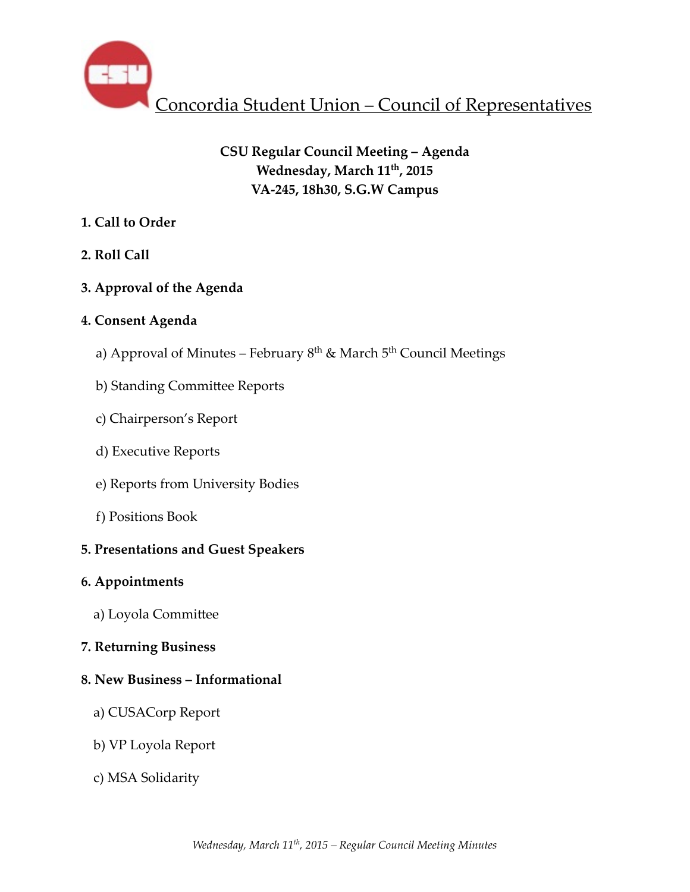# Concordia Student Union – Council of Representatives

**CSU Regular Council Meeting – Agenda**
**Wednesday, March 11th, 2015**
**VA-245, 18h30, S.G.W Campus**

**1. Call to Order**

**2. Roll Call**

**3. Approval of the Agenda**

**4. Consent Agenda**

a) Approval of Minutes – February 8th & March 5th Council Meetings

b) Standing Committee Reports

c) Chairperson's Report

d) Executive Reports

e) Reports from University Bodies

f) Positions Book

**5. Presentations and Guest Speakers**

**6. Appointments**

a) Loyola Committee

**7. Returning Business**

**8. New Business – Informational**

a) CUSACorp Report

b) VP Loyola Report

c) MSA Solidarity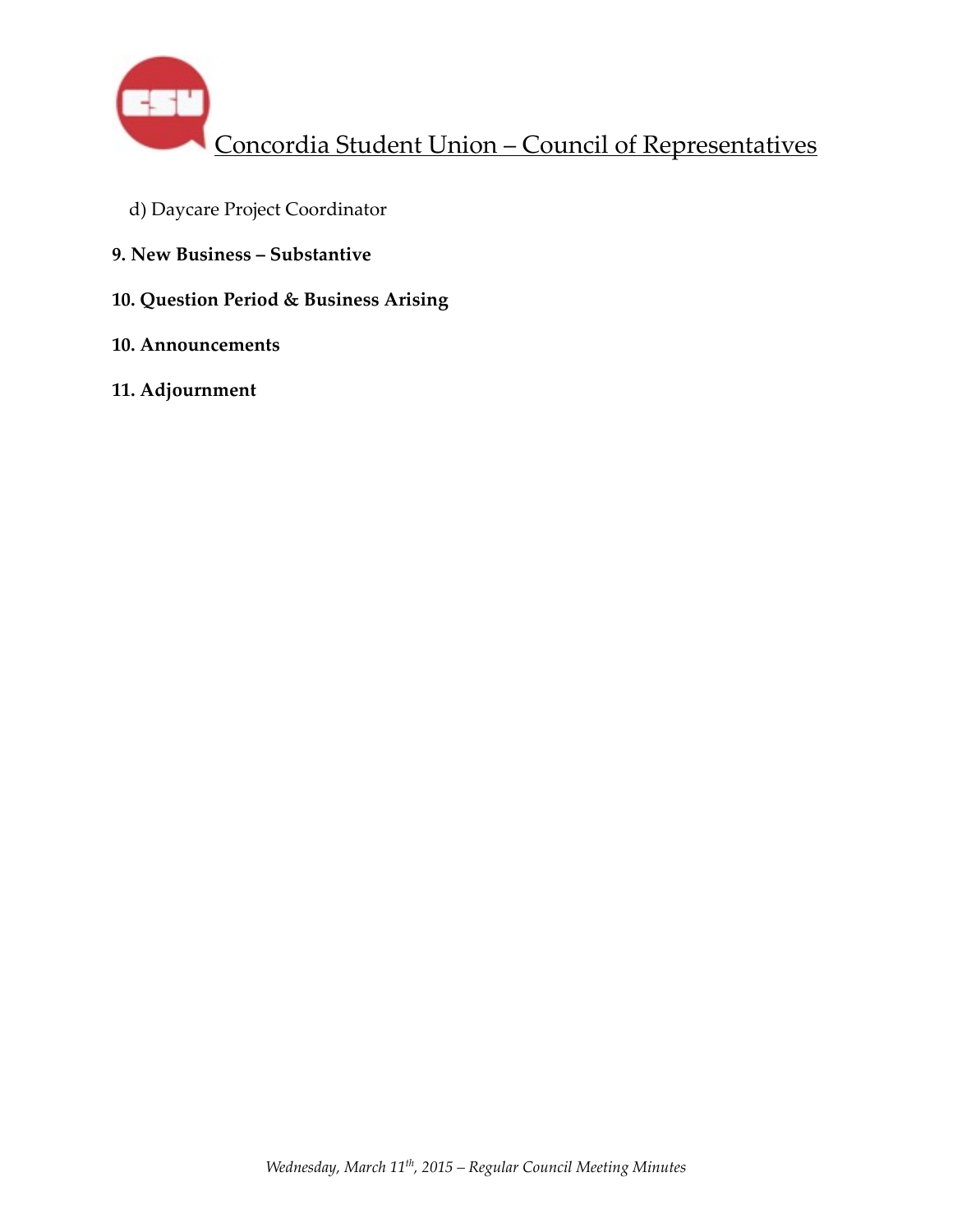d) Daycare Project Coordinator

**9. New Business – Substantive**

**10. Question Period & Business Arising**

**10. Announcements**

**11. Adjournment**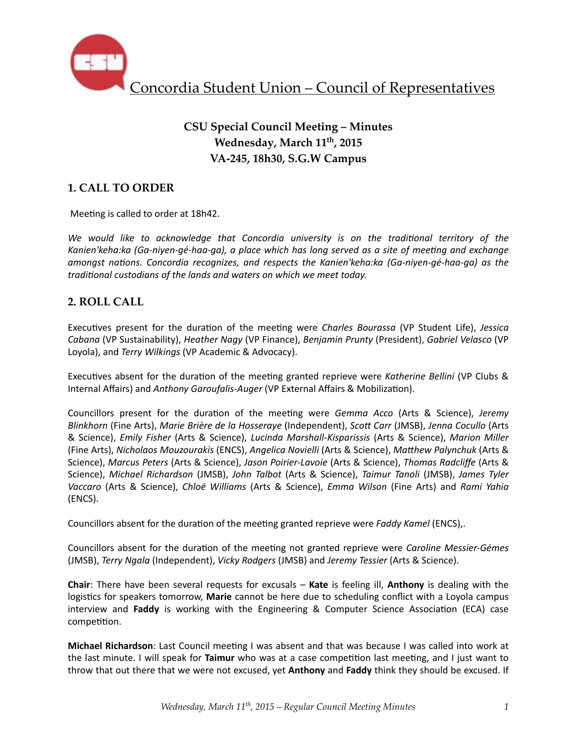Concordia Student Union – Council of Representatives

## CSU Special Council Meeting – Minutes
## Wednesday, March 11th, 2015
## VA-245, 18h30, S.G.W Campus

## 1. CALL TO ORDER

Meeting is called to order at 18h42.

*We would like to acknowledge that Concordia university is on the traditional territory of the Kanien'keha:ka (Ga-niyen-gé-haa-ga), a place which has long served as a site of meeting and exchange amongst nations. Concordia recognizes, and respects the Kanien'keha:ka (Ga-niyen-gé-haa-ga) as the traditional custodians of the lands and waters on which we meet today.*

## 2. ROLL CALL

Executives present for the duration of the meeting were *Charles Bourassa* (VP Student Life), *Jessica Cabana* (VP Sustainability), *Heather Nagy* (VP Finance), *Benjamin Prunty* (President), *Gabriel Velasco* (VP Loyola), and *Terry Wilkings* (VP Academic & Advocacy).

Executives absent for the duration of the meeting granted reprieve were *Katherine Bellini* (VP Clubs & Internal Affairs) and *Anthony Garoufalis-Auger* (VP External Affairs & Mobilization).

Councillors present for the duration of the meeting were *Gemma Acco* (Arts & Science), *Jeremy Blinkhorn* (Fine Arts), *Marie Brière de la Hosseraye* (Independent), *Scott Carr* (JMSB), *Jenna Cocullo* (Arts & Science), *Emily Fisher* (Arts & Science), *Lucinda Marshall-Kisparissis* (Arts & Science), *Marion Miller* (Fine Arts), *Nicholaos Mouzourakis* (ENCS), *Angelica Novielli* (Arts & Science), *Matthew Palynchuk* (Arts & Science), *Marcus Peters* (Arts & Science), *Jason Poirier-Lavoie* (Arts & Science), *Thomas Radcliffe* (Arts & Science), *Michael Richardson* (JMSB), *John Talbot* (Arts & Science), *Taimur Tanoli* (JMSB), *James Tyler Vaccaro* (Arts & Science), *Chloë Williams* (Arts & Science), *Emma Wilson* (Fine Arts) and *Rami Yahia* (ENCS).

Councillors absent for the duration of the meeting granted reprieve were *Faddy Kamel* (ENCS),.

Councillors absent for the duration of the meeting not granted reprieve were *Caroline Messier-Gémes* (JMSB), *Terry Ngala* (Independent), *Vicky Rodgers* (JMSB) and *Jeremy Tessier* (Arts & Science).

**Chair**: There have been several requests for excusals – **Kate** is feeling ill, **Anthony** is dealing with the logistics for speakers tomorrow, **Marie** cannot be here due to scheduling conflict with a Loyola campus interview and **Faddy** is working with the Engineering & Computer Science Association (ECA) case competition.

**Michael Richardson**: Last Council meeting I was absent and that was because I was called into work at the last minute. I will speak for **Taimur** who was at a case competition last meeting, and I just want to throw that out there that we were not excused, yet **Anthony** and **Faddy** think they should be excused. If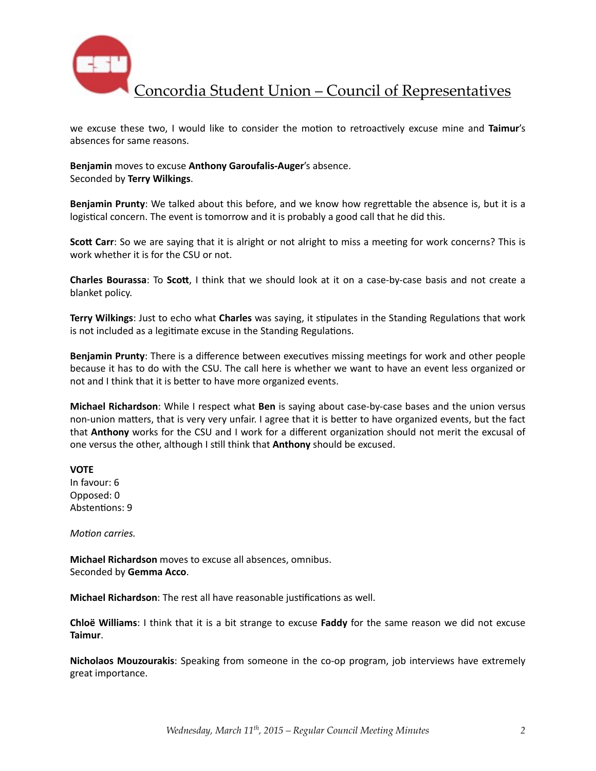we excuse these two, I would like to consider the motion to retroactively excuse mine and **Taimur**'s absences for same reasons.

**Benjamin** moves to excuse **Anthony Garoufalis-Auger**'s absence.
Seconded by **Terry Wilkings**.

**Benjamin Prunty**: We talked about this before, and we know how regrettable the absence is, but it is a logistical concern. The event is tomorrow and it is probably a good call that he did this.

**Scott Carr**: So we are saying that it is alright or not alright to miss a meeting for work concerns? This is work whether it is for the CSU or not.

**Charles Bourassa**: To **Scott**, I think that we should look at it on a case-by-case basis and not create a blanket policy.

**Terry Wilkings**: Just to echo what **Charles** was saying, it stipulates in the Standing Regulations that work is not included as a legitimate excuse in the Standing Regulations.

**Benjamin Prunty**: There is a difference between executives missing meetings for work and other people because it has to do with the CSU. The call here is whether we want to have an event less organized or not and I think that it is better to have more organized events.

**Michael Richardson**: While I respect what **Ben** is saying about case-by-case bases and the union versus non-union matters, that is very very unfair. I agree that it is better to have organized events, but the fact that **Anthony** works for the CSU and I work for a different organization should not merit the excusal of one versus the other, although I still think that **Anthony** should be excused.

**VOTE**
In favour: 6
Opposed: 0
Abstentions: 9

*Motion carries.*

**Michael Richardson** moves to excuse all absences, omnibus.
Seconded by **Gemma Acco**.

**Michael Richardson**: The rest all have reasonable justifications as well.

**Chloë Williams**: I think that it is a bit strange to excuse **Faddy** for the same reason we did not excuse **Taimur**.

**Nicholaos Mouzourakis**: Speaking from someone in the co-op program, job interviews have extremely great importance.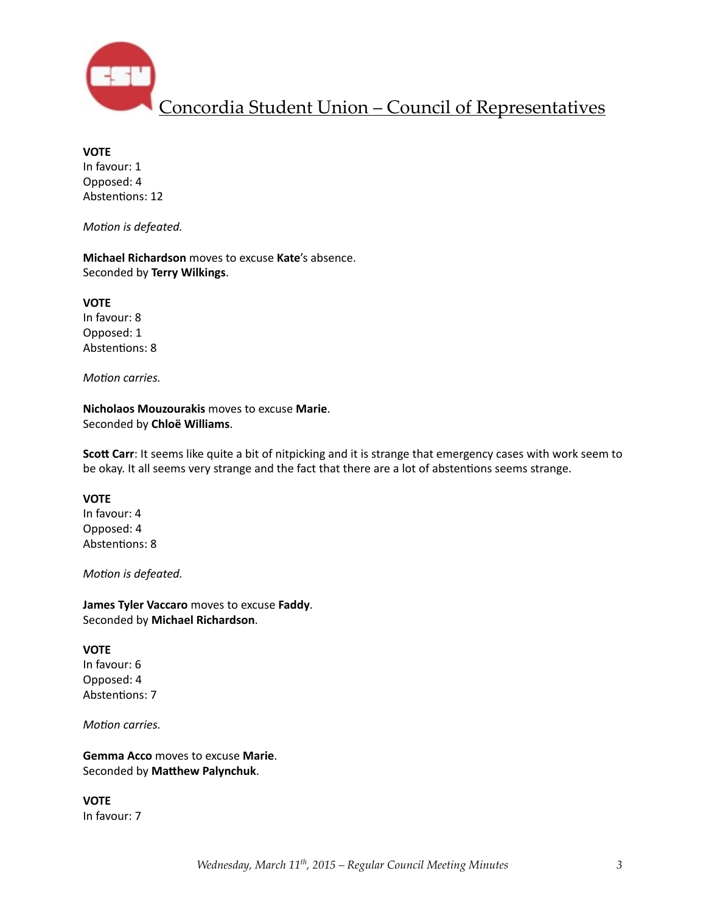**VOTE**
In favour: 1
Opposed: 4
Abstentions: 12

*Motion is defeated.*

**Michael Richardson** moves to excuse **Kate**'s absence.
Seconded by **Terry Wilkings**.

**VOTE**
In favour: 8
Opposed: 1
Abstentions: 8

*Motion carries.*

**Nicholaos Mouzourakis** moves to excuse **Marie**.
Seconded by **Chloë Williams**.

**Scott Carr**: It seems like quite a bit of nitpicking and it is strange that emergency cases with work seem to be okay. It all seems very strange and the fact that there are a lot of abstentions seems strange.

**VOTE**
In favour: 4
Opposed: 4
Abstentions: 8

*Motion is defeated.*

**James Tyler Vaccaro** moves to excuse **Faddy**.
Seconded by **Michael Richardson**.

**VOTE**
In favour: 6
Opposed: 4
Abstentions: 7

*Motion carries.*

**Gemma Acco** moves to excuse **Marie**.
Seconded by **Matthew Palynchuk**.

**VOTE**
In favour: 7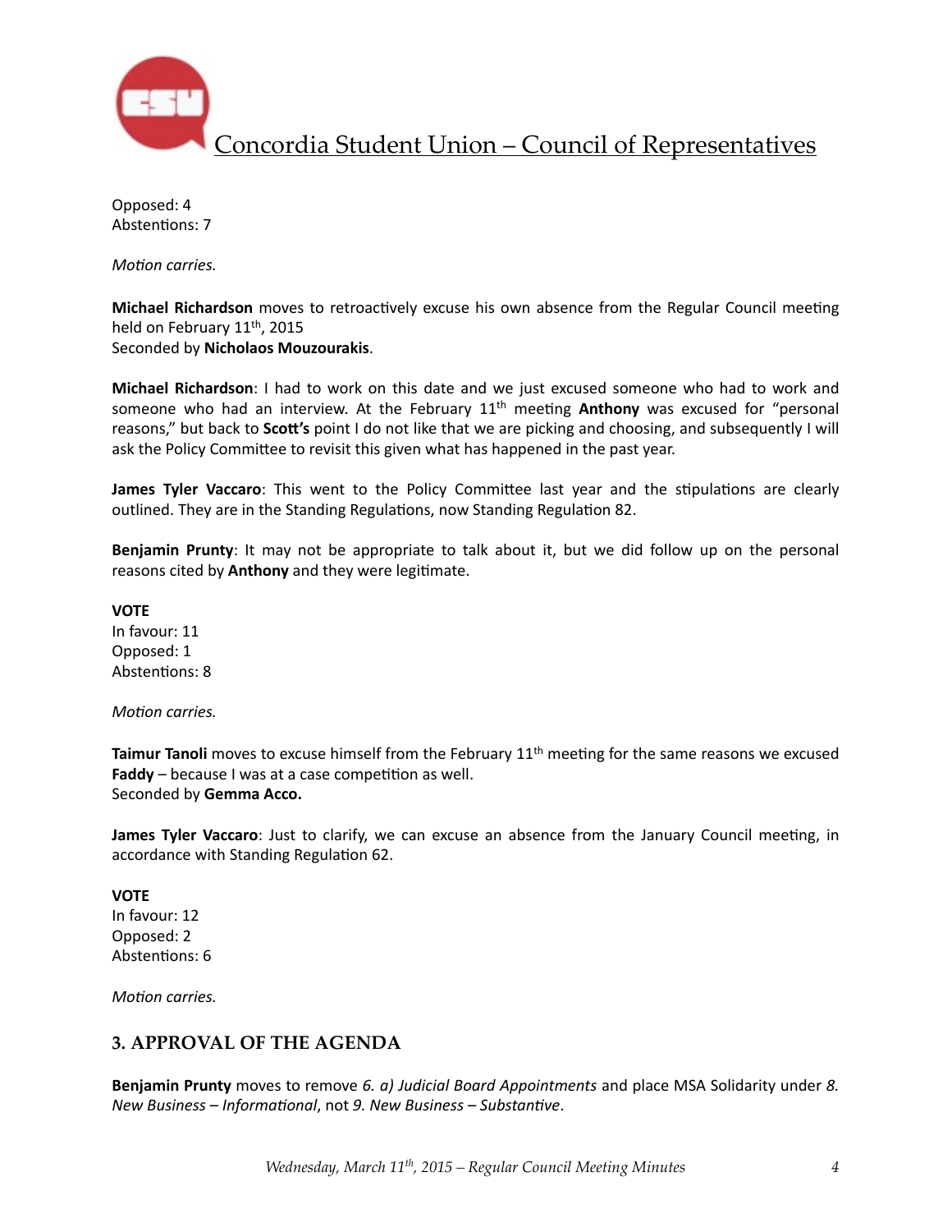Opposed: 4
Abstentions: 7

*Motion carries.*

**Michael Richardson** moves to retroactively excuse his own absence from the Regular Council meeting held on February 11th, 2015
Seconded by **Nicholaos Mouzourakis**.

**Michael Richardson**: I had to work on this date and we just excused someone who had to work and someone who had an interview. At the February 11th meeting **Anthony** was excused for "personal reasons," but back to **Scott's** point I do not like that we are picking and choosing, and subsequently I will ask the Policy Committee to revisit this given what has happened in the past year.

**James Tyler Vaccaro**: This went to the Policy Committee last year and the stipulations are clearly outlined. They are in the Standing Regulations, now Standing Regulation 82.

**Benjamin Prunty**: It may not be appropriate to talk about it, but we did follow up on the personal reasons cited by **Anthony** and they were legitimate.

**VOTE**
In favour: 11
Opposed: 1
Abstentions: 8

*Motion carries.*

**Taimur Tanoli** moves to excuse himself from the February 11th meeting for the same reasons we excused **Faddy** – because I was at a case competition as well.
Seconded by **Gemma Acco.**

**James Tyler Vaccaro**: Just to clarify, we can excuse an absence from the January Council meeting, in accordance with Standing Regulation 62.

**VOTE**
In favour: 12
Opposed: 2
Abstentions: 6

*Motion carries.*

## 3. APPROVAL OF THE AGENDA

**Benjamin Prunty** moves to remove *6. a) Judicial Board Appointments* and place MSA Solidarity under *8. New Business – Informational*, not *9. New Business – Substantive*.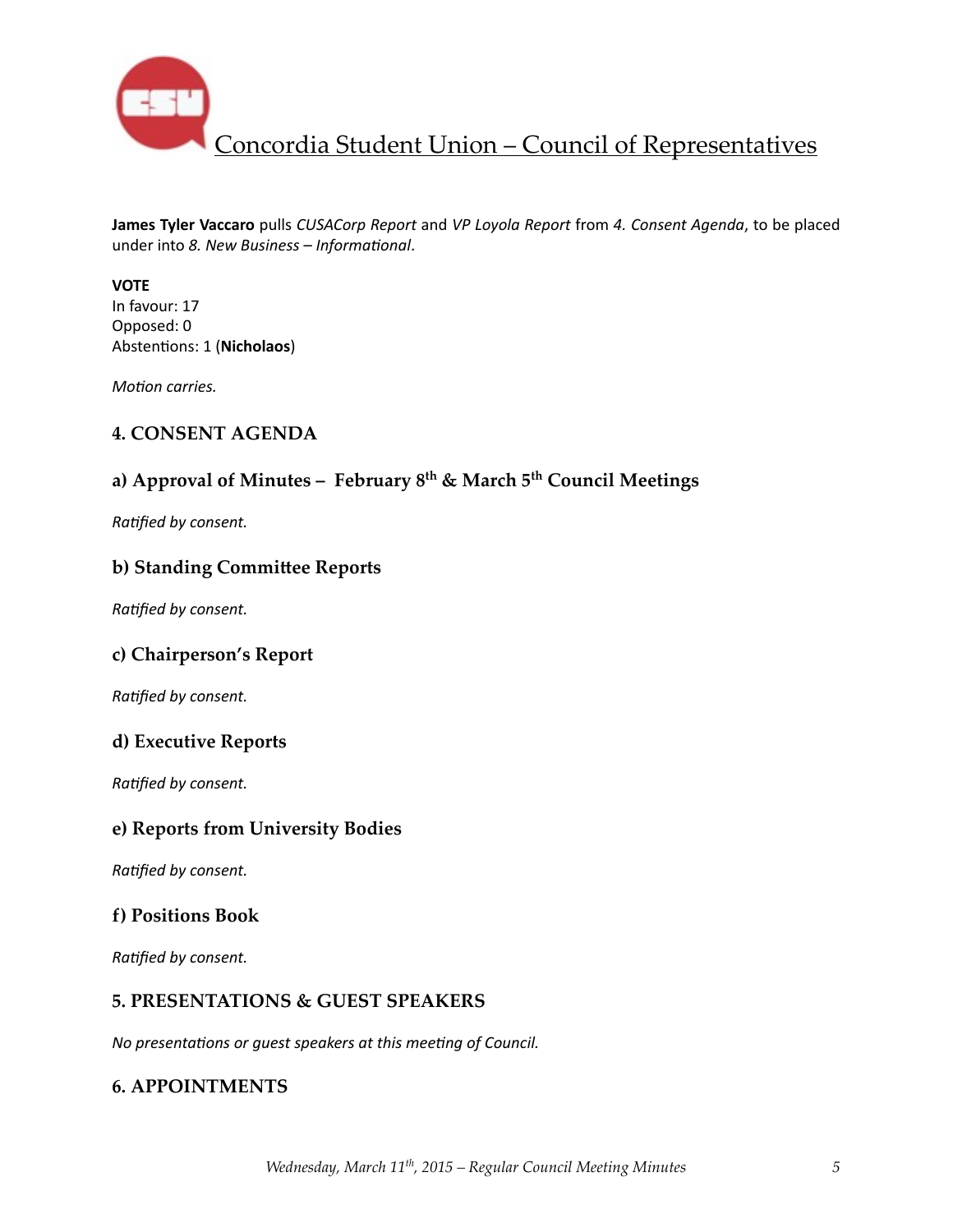**James Tyler Vaccaro** pulls *CUSACorp Report* and *VP Loyola Report* from *4. Consent Agenda*, to be placed under into *8. New Business – Informational*.

**VOTE**
In favour: 17
Opposed: 0
Abstentions: 1 (**Nicholaos**)

*Motion carries.*

## 4. CONSENT AGENDA

### a) Approval of Minutes – February 8th & March 5th Council Meetings

*Ratified by consent.*

### b) Standing Committee Reports

*Ratified by consent.*

### c) Chairperson's Report

*Ratified by consent.*

### d) Executive Reports

*Ratified by consent.*

### e) Reports from University Bodies

*Ratified by consent.*

### f) Positions Book

*Ratified by consent.*

## 5. PRESENTATIONS & GUEST SPEAKERS

*No presentations or guest speakers at this meeting of Council.*

## 6. APPOINTMENTS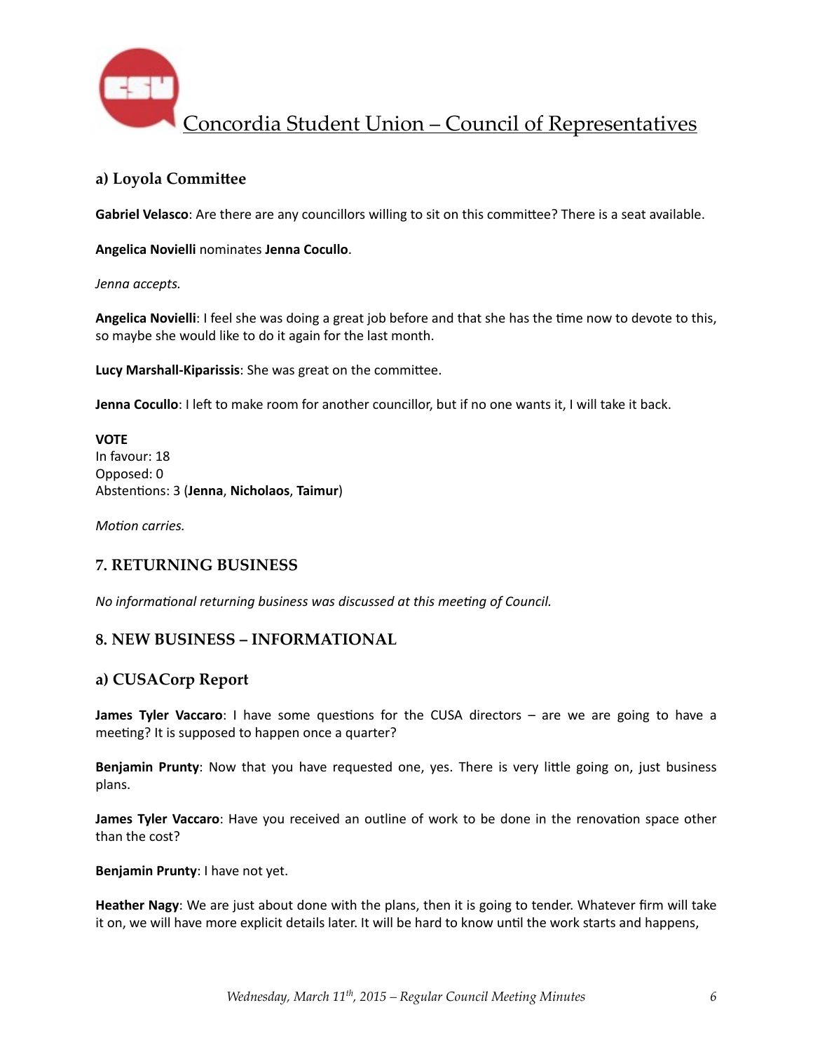### a) Loyola Committee

**Gabriel Velasco**: Are there are any councillors willing to sit on this committee? There is a seat available.

**Angelica Novielli** nominates **Jenna Cocullo**.

*Jenna accepts.*

**Angelica Novielli**: I feel she was doing a great job before and that she has the time now to devote to this, so maybe she would like to do it again for the last month.

**Lucy Marshall-Kiparissis**: She was great on the committee.

**Jenna Cocullo**: I left to make room for another councillor, but if no one wants it, I will take it back.

**VOTE**
In favour: 18
Opposed: 0
Abstentions: 3 (**Jenna**, **Nicholaos**, **Taimur**)

*Motion carries.*

## 7. RETURNING BUSINESS

*No informational returning business was discussed at this meeting of Council.*

## 8. NEW BUSINESS – INFORMATIONAL

### a) CUSACorp Report

**James Tyler Vaccaro**: I have some questions for the CUSA directors – are we are going to have a meeting? It is supposed to happen once a quarter?

**Benjamin Prunty**: Now that you have requested one, yes. There is very little going on, just business plans.

**James Tyler Vaccaro**: Have you received an outline of work to be done in the renovation space other than the cost?

**Benjamin Prunty**: I have not yet.

**Heather Nagy**: We are just about done with the plans, then it is going to tender. Whatever firm will take it on, we will have more explicit details later. It will be hard to know until the work starts and happens,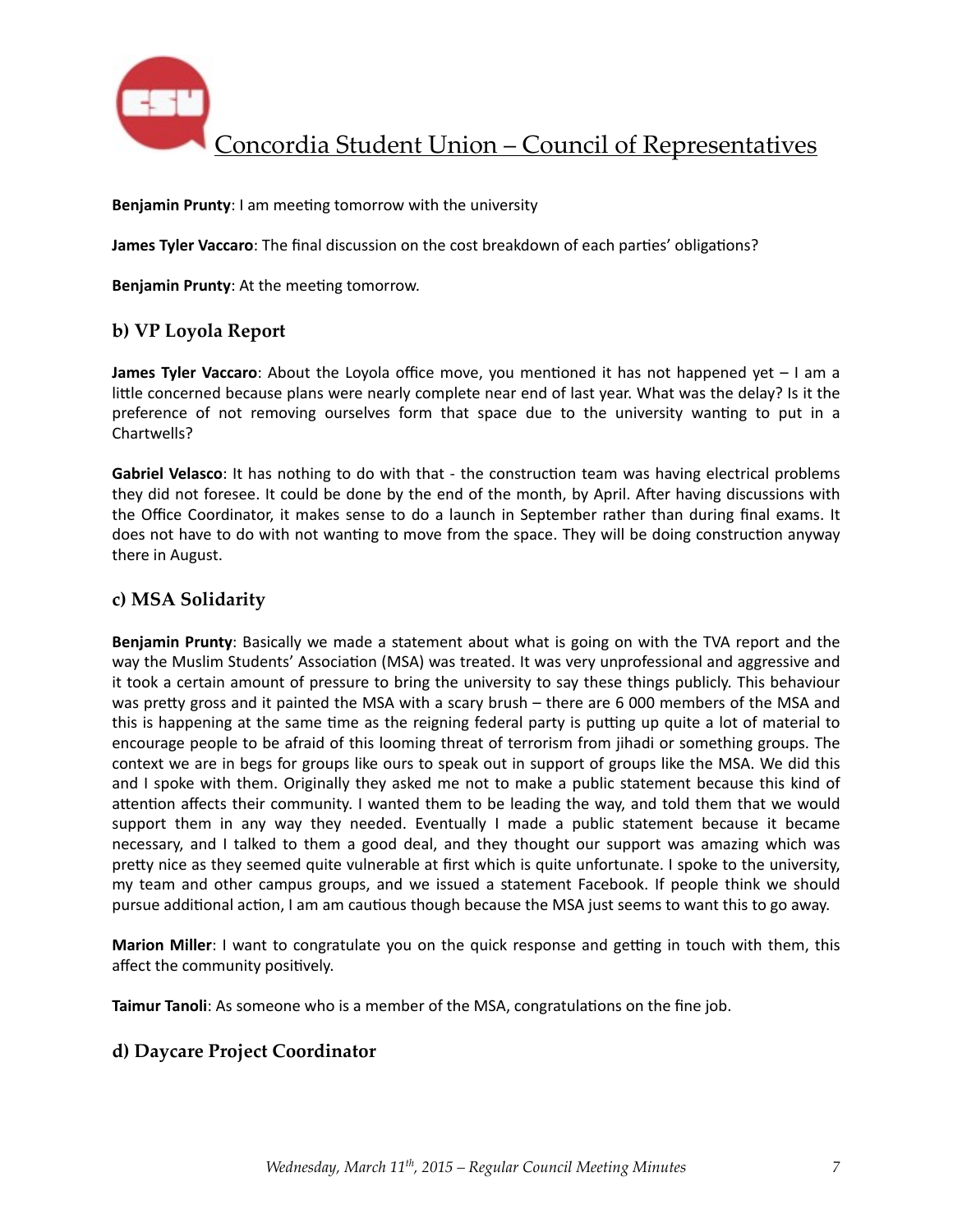**Benjamin Prunty**: I am meeting tomorrow with the university

**James Tyler Vaccaro**: The final discussion on the cost breakdown of each parties' obligations?

**Benjamin Prunty**: At the meeting tomorrow.

## b) VP Loyola Report

**James Tyler Vaccaro**: About the Loyola office move, you mentioned it has not happened yet – I am a little concerned because plans were nearly complete near end of last year. What was the delay? Is it the preference of not removing ourselves form that space due to the university wanting to put in a Chartwells?

**Gabriel Velasco**: It has nothing to do with that - the construction team was having electrical problems they did not foresee. It could be done by the end of the month, by April. After having discussions with the Office Coordinator, it makes sense to do a launch in September rather than during final exams. It does not have to do with not wanting to move from the space. They will be doing construction anyway there in August.

## c) MSA Solidarity

**Benjamin Prunty**: Basically we made a statement about what is going on with the TVA report and the way the Muslim Students' Association (MSA) was treated. It was very unprofessional and aggressive and it took a certain amount of pressure to bring the university to say these things publicly. This behaviour was pretty gross and it painted the MSA with a scary brush – there are 6 000 members of the MSA and this is happening at the same time as the reigning federal party is putting up quite a lot of material to encourage people to be afraid of this looming threat of terrorism from jihadi or something groups. The context we are in begs for groups like ours to speak out in support of groups like the MSA. We did this and I spoke with them. Originally they asked me not to make a public statement because this kind of attention affects their community. I wanted them to be leading the way, and told them that we would support them in any way they needed. Eventually I made a public statement because it became necessary, and I talked to them a good deal, and they thought our support was amazing which was pretty nice as they seemed quite vulnerable at first which is quite unfortunate. I spoke to the university, my team and other campus groups, and we issued a statement Facebook. If people think we should pursue additional action, I am am cautious though because the MSA just seems to want this to go away.

**Marion Miller**: I want to congratulate you on the quick response and getting in touch with them, this affect the community positively.

**Taimur Tanoli**: As someone who is a member of the MSA, congratulations on the fine job.

## d) Daycare Project Coordinator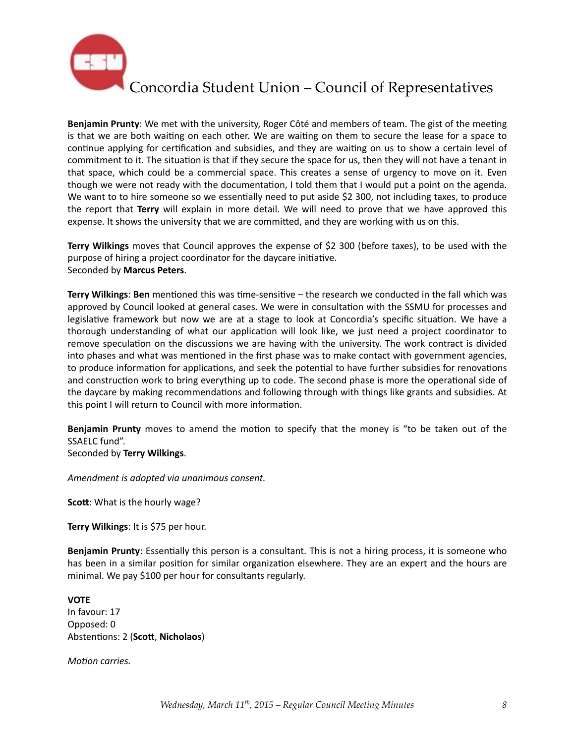**Benjamin Prunty**: We met with the university, Roger Côté and members of team. The gist of the meeting is that we are both waiting on each other. We are waiting on them to secure the lease for a space to continue applying for certification and subsidies, and they are waiting on us to show a certain level of commitment to it. The situation is that if they secure the space for us, then they will not have a tenant in that space, which could be a commercial space. This creates a sense of urgency to move on it. Even though we were not ready with the documentation, I told them that I would put a point on the agenda. We want to to hire someone so we essentially need to put aside $2 300, not including taxes, to produce the report that **Terry** will explain in more detail. We will need to prove that we have approved this expense. It shows the university that we are committed, and they are working with us on this.

**Terry Wilkings** moves that Council approves the expense of $2 300 (before taxes), to be used with the purpose of hiring a project coordinator for the daycare initiative.
Seconded by **Marcus Peters**.

**Terry Wilkings**: **Ben** mentioned this was time-sensitive – the research we conducted in the fall which was approved by Council looked at general cases. We were in consultation with the SSMU for processes and legislative framework but now we are at a stage to look at Concordia's specific situation. We have a thorough understanding of what our application will look like, we just need a project coordinator to remove speculation on the discussions we are having with the university. The work contract is divided into phases and what was mentioned in the first phase was to make contact with government agencies, to produce information for applications, and seek the potential to have further subsidies for renovations and construction work to bring everything up to code. The second phase is more the operational side of the daycare by making recommendations and following through with things like grants and subsidies. At this point I will return to Council with more information.

**Benjamin Prunty** moves to amend the motion to specify that the money is "to be taken out of the SSAELC fund".
Seconded by **Terry Wilkings**.

*Amendment is adopted via unanimous consent.*

**Scott**: What is the hourly wage?

**Terry Wilkings**: It is $75 per hour.

**Benjamin Prunty**: Essentially this person is a consultant. This is not a hiring process, it is someone who has been in a similar position for similar organization elsewhere. They are an expert and the hours are minimal. We pay $100 per hour for consultants regularly.

**VOTE**
In favour: 17
Opposed: 0
Abstentions: 2 (**Scott**, **Nicholaos**)

*Motion carries.*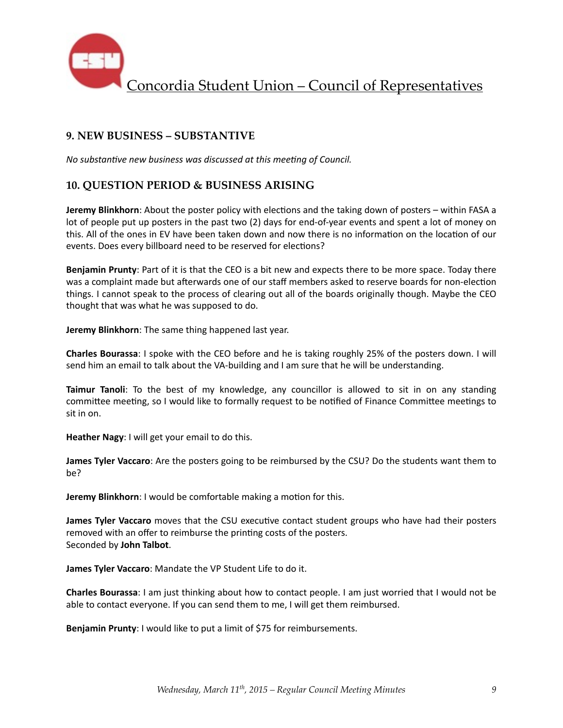## 9. NEW BUSINESS – SUBSTANTIVE

*No substantive new business was discussed at this meeting of Council.*

## 10. QUESTION PERIOD & BUSINESS ARISING

**Jeremy Blinkhorn**: About the poster policy with elections and the taking down of posters – within FASA a lot of people put up posters in the past two (2) days for end-of-year events and spent a lot of money on this. All of the ones in EV have been taken down and now there is no information on the location of our events. Does every billboard need to be reserved for elections?

**Benjamin Prunty**: Part of it is that the CEO is a bit new and expects there to be more space. Today there was a complaint made but afterwards one of our staff members asked to reserve boards for non-election things. I cannot speak to the process of clearing out all of the boards originally though. Maybe the CEO thought that was what he was supposed to do.

**Jeremy Blinkhorn**: The same thing happened last year.

**Charles Bourassa**: I spoke with the CEO before and he is taking roughly 25% of the posters down. I will send him an email to talk about the VA-building and I am sure that he will be understanding.

**Taimur Tanoli**: To the best of my knowledge, any councillor is allowed to sit in on any standing committee meeting, so I would like to formally request to be notified of Finance Committee meetings to sit in on.

**Heather Nagy**: I will get your email to do this.

**James Tyler Vaccaro**: Are the posters going to be reimbursed by the CSU? Do the students want them to be?

**Jeremy Blinkhorn**: I would be comfortable making a motion for this.

**James Tyler Vaccaro** moves that the CSU executive contact student groups who have had their posters removed with an offer to reimburse the printing costs of the posters.
Seconded by **John Talbot**.

**James Tyler Vaccaro**: Mandate the VP Student Life to do it.

**Charles Bourassa**: I am just thinking about how to contact people. I am just worried that I would not be able to contact everyone. If you can send them to me, I will get them reimbursed.

**Benjamin Prunty**: I would like to put a limit of $75 for reimbursements.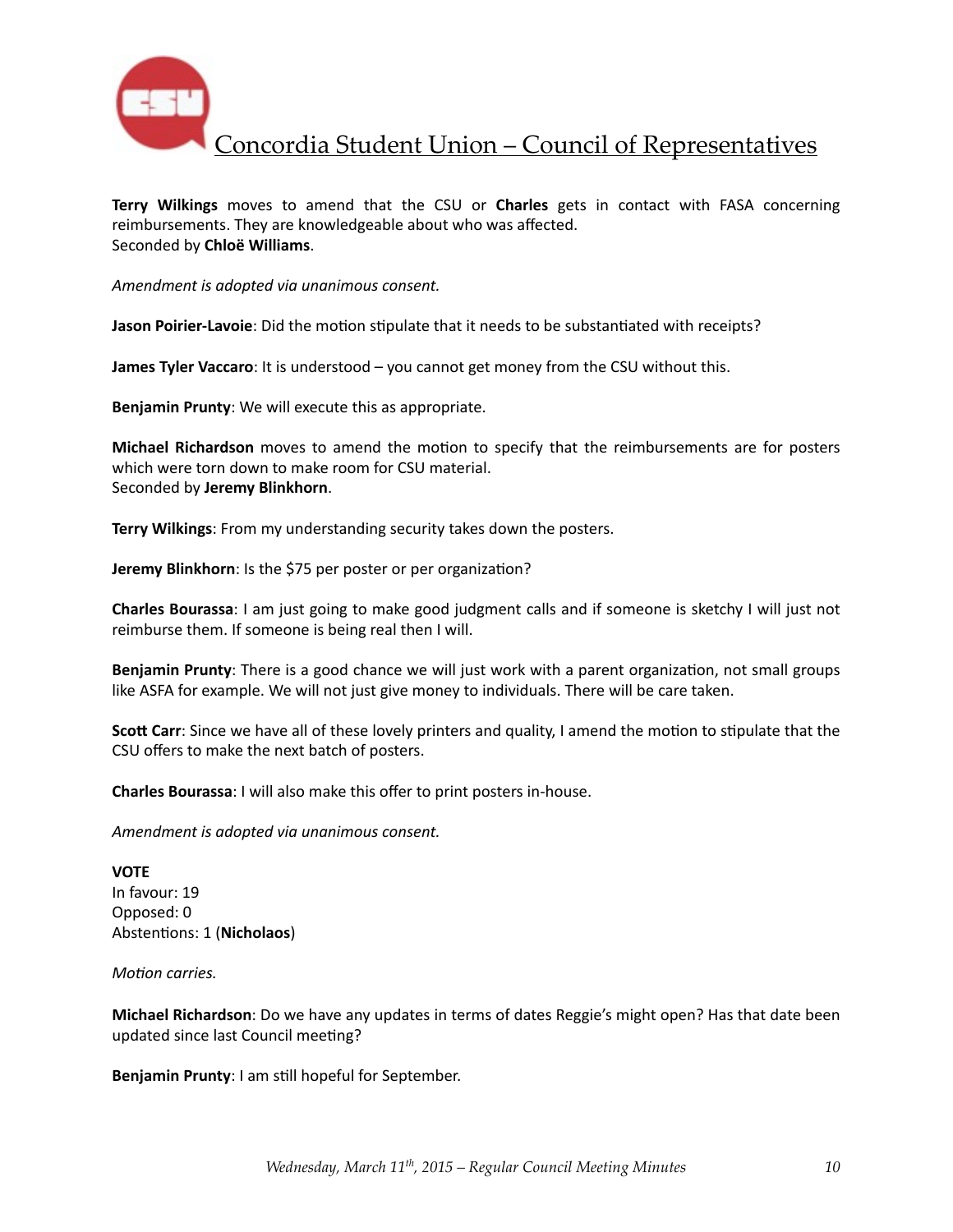**Terry Wilkings** moves to amend that the CSU or **Charles** gets in contact with FASA concerning reimbursements. They are knowledgeable about who was affected.
Seconded by **Chloë Williams**.

*Amendment is adopted via unanimous consent.*

**Jason Poirier-Lavoie**: Did the motion stipulate that it needs to be substantiated with receipts?

**James Tyler Vaccaro**: It is understood – you cannot get money from the CSU without this.

**Benjamin Prunty**: We will execute this as appropriate.

**Michael Richardson** moves to amend the motion to specify that the reimbursements are for posters which were torn down to make room for CSU material.
Seconded by **Jeremy Blinkhorn**.

**Terry Wilkings**: From my understanding security takes down the posters.

**Jeremy Blinkhorn**: Is the $75 per poster or per organization?

**Charles Bourassa**: I am just going to make good judgment calls and if someone is sketchy I will just not reimburse them. If someone is being real then I will.

**Benjamin Prunty**: There is a good chance we will just work with a parent organization, not small groups like ASFA for example. We will not just give money to individuals. There will be care taken.

**Scott Carr**: Since we have all of these lovely printers and quality, I amend the motion to stipulate that the CSU offers to make the next batch of posters.

**Charles Bourassa**: I will also make this offer to print posters in-house.

*Amendment is adopted via unanimous consent.*

**VOTE**
In favour: 19
Opposed: 0
Abstentions: 1 (**Nicholaos**)

*Motion carries.*

**Michael Richardson**: Do we have any updates in terms of dates Reggie's might open? Has that date been updated since last Council meeting?

**Benjamin Prunty**: I am still hopeful for September.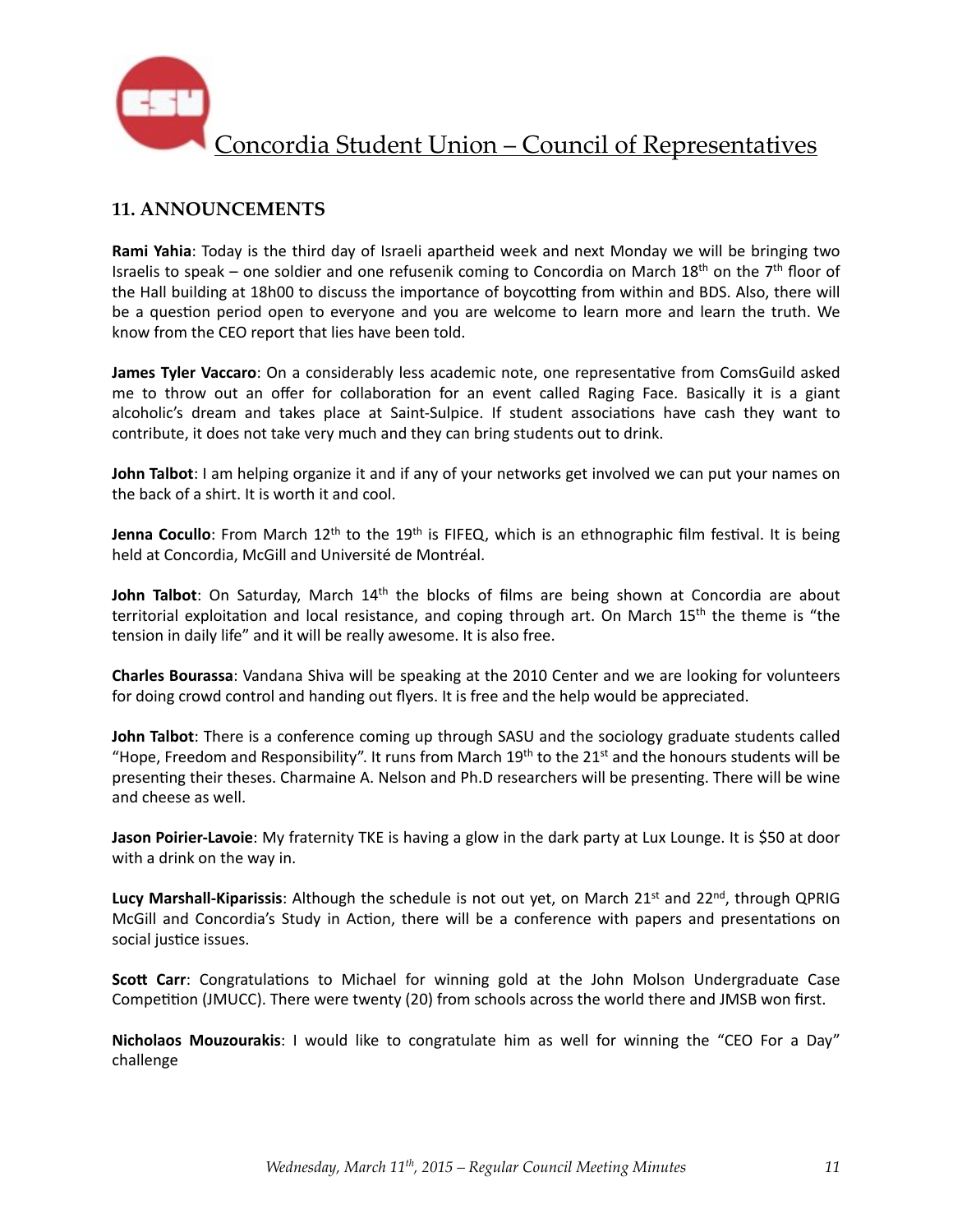## 11. ANNOUNCEMENTS

**Rami Yahia**: Today is the third day of Israeli apartheid week and next Monday we will be bringing two Israelis to speak – one soldier and one refusenik coming to Concordia on March 18th on the 7th floor of the Hall building at 18h00 to discuss the importance of boycotting from within and BDS. Also, there will be a question period open to everyone and you are welcome to learn more and learn the truth. We know from the CEO report that lies have been told.

**James Tyler Vaccaro**: On a considerably less academic note, one representative from ComsGuild asked me to throw out an offer for collaboration for an event called Raging Face. Basically it is a giant alcoholic's dream and takes place at Saint-Sulpice. If student associations have cash they want to contribute, it does not take very much and they can bring students out to drink.

**John Talbot**: I am helping organize it and if any of your networks get involved we can put your names on the back of a shirt. It is worth it and cool.

**Jenna Cocullo**: From March 12th to the 19th is FIFEQ, which is an ethnographic film festival. It is being held at Concordia, McGill and Université de Montréal.

**John Talbot**: On Saturday, March 14th the blocks of films are being shown at Concordia are about territorial exploitation and local resistance, and coping through art. On March 15th the theme is "the tension in daily life" and it will be really awesome. It is also free.

**Charles Bourassa**: Vandana Shiva will be speaking at the 2010 Center and we are looking for volunteers for doing crowd control and handing out flyers. It is free and the help would be appreciated.

**John Talbot**: There is a conference coming up through SASU and the sociology graduate students called "Hope, Freedom and Responsibility". It runs from March 19th to the 21st and the honours students will be presenting their theses. Charmaine A. Nelson and Ph.D researchers will be presenting. There will be wine and cheese as well.

**Jason Poirier-Lavoie**: My fraternity TKE is having a glow in the dark party at Lux Lounge. It is $50 at door with a drink on the way in.

**Lucy Marshall-Kiparissis**: Although the schedule is not out yet, on March 21st and 22nd, through QPRIG McGill and Concordia's Study in Action, there will be a conference with papers and presentations on social justice issues.

**Scott Carr**: Congratulations to Michael for winning gold at the John Molson Undergraduate Case Competition (JMUCC). There were twenty (20) from schools across the world there and JMSB won first.

**Nicholaos Mouzourakis**: I would like to congratulate him as well for winning the "CEO For a Day" challenge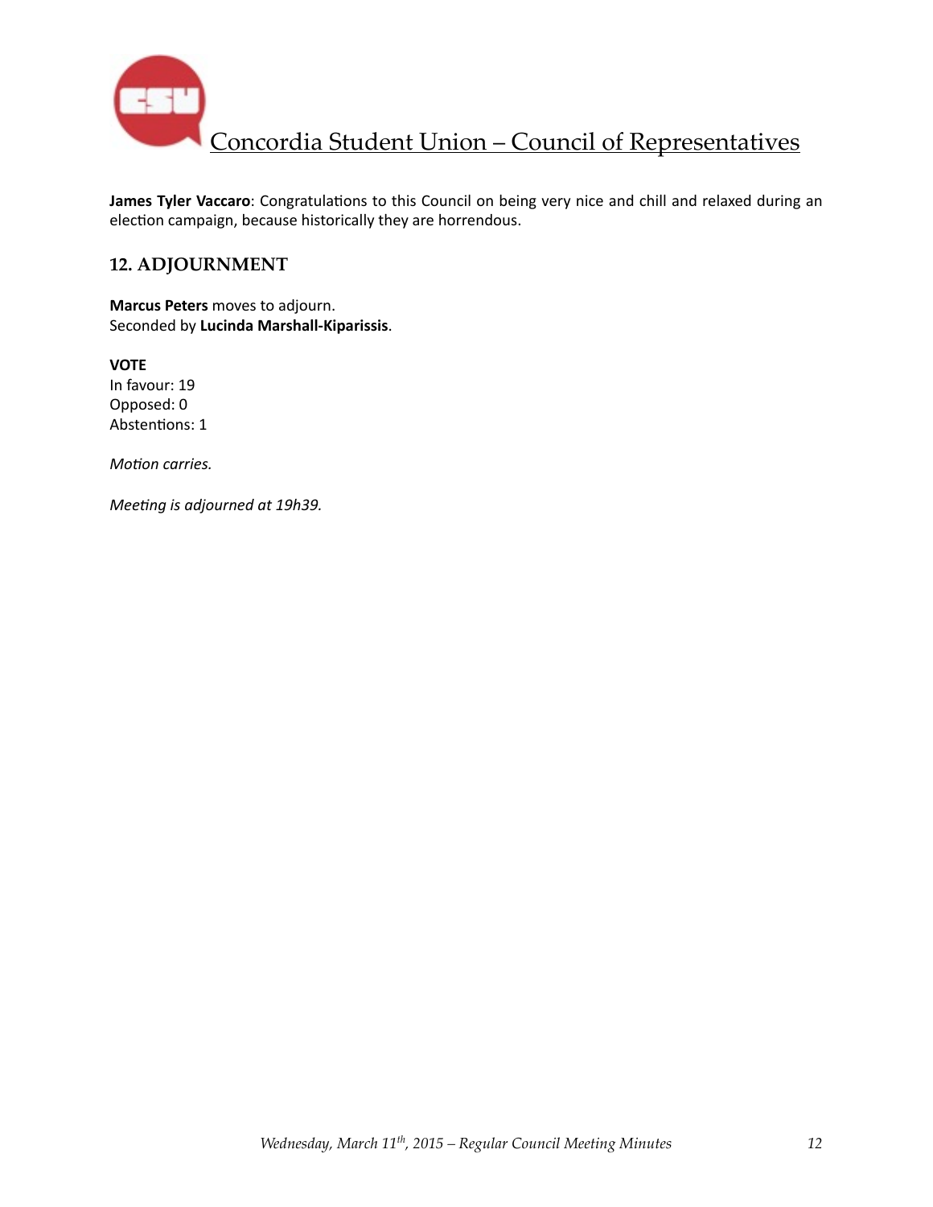**James Tyler Vaccaro**: Congratulations to this Council on being very nice and chill and relaxed during an election campaign, because historically they are horrendous.

## 12. ADJOURNMENT

**Marcus Peters** moves to adjourn.
Seconded by **Lucinda Marshall-Kiparissis**.

**VOTE**
In favour: 19
Opposed: 0
Abstentions: 1

*Motion carries.*

*Meeting is adjourned at 19h39.*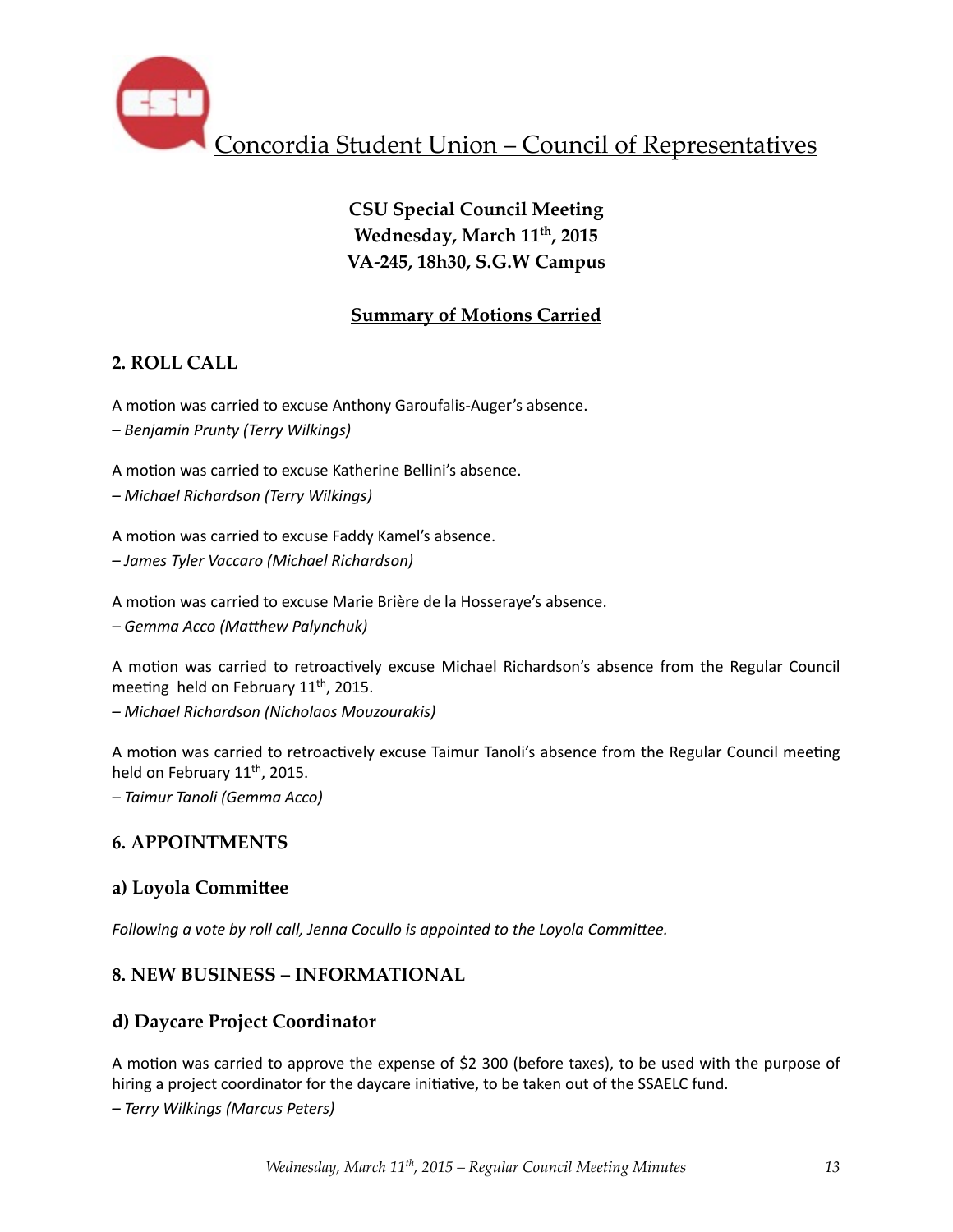# Concordia Student Union – Council of Representatives

**CSU Special Council Meeting**
**Wednesday, March 11th, 2015**
**VA-245, 18h30, S.G.W Campus**

**Summary of Motions Carried**

## 2. ROLL CALL

A motion was carried to excuse Anthony Garoufalis-Auger's absence.
*– Benjamin Prunty (Terry Wilkings)*

A motion was carried to excuse Katherine Bellini's absence.
*– Michael Richardson (Terry Wilkings)*

A motion was carried to excuse Faddy Kamel's absence.
*– James Tyler Vaccaro (Michael Richardson)*

A motion was carried to excuse Marie Brière de la Hosseraye's absence.
*– Gemma Acco (Matthew Palynchuk)*

A motion was carried to retroactively excuse Michael Richardson's absence from the Regular Council meeting held on February 11th, 2015.
*– Michael Richardson (Nicholaos Mouzourakis)*

A motion was carried to retroactively excuse Taimur Tanoli's absence from the Regular Council meeting held on February 11th, 2015.
*– Taimur Tanoli (Gemma Acco)*

## 6. APPOINTMENTS

### a) Loyola Committee

*Following a vote by roll call, Jenna Cocullo is appointed to the Loyola Committee.*

## 8. NEW BUSINESS – INFORMATIONAL

### d) Daycare Project Coordinator

A motion was carried to approve the expense of $2 300 (before taxes), to be used with the purpose of hiring a project coordinator for the daycare initiative, to be taken out of the SSAELC fund.
*– Terry Wilkings (Marcus Peters)*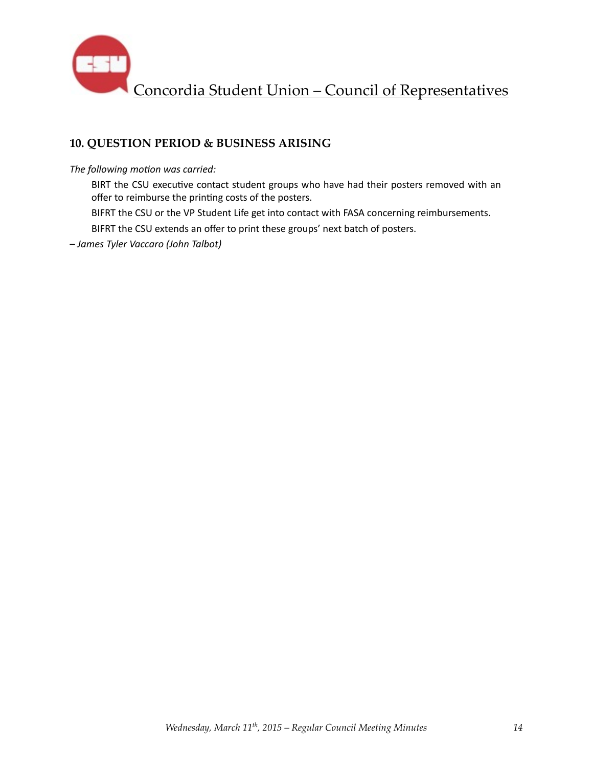## 10. QUESTION PERIOD & BUSINESS ARISING

*The following motion was carried:*

BIRT the CSU executive contact student groups who have had their posters removed with an offer to reimburse the printing costs of the posters.

BIFRT the CSU or the VP Student Life get into contact with FASA concerning reimbursements.

BIFRT the CSU extends an offer to print these groups' next batch of posters.

*– James Tyler Vaccaro (John Talbot)*